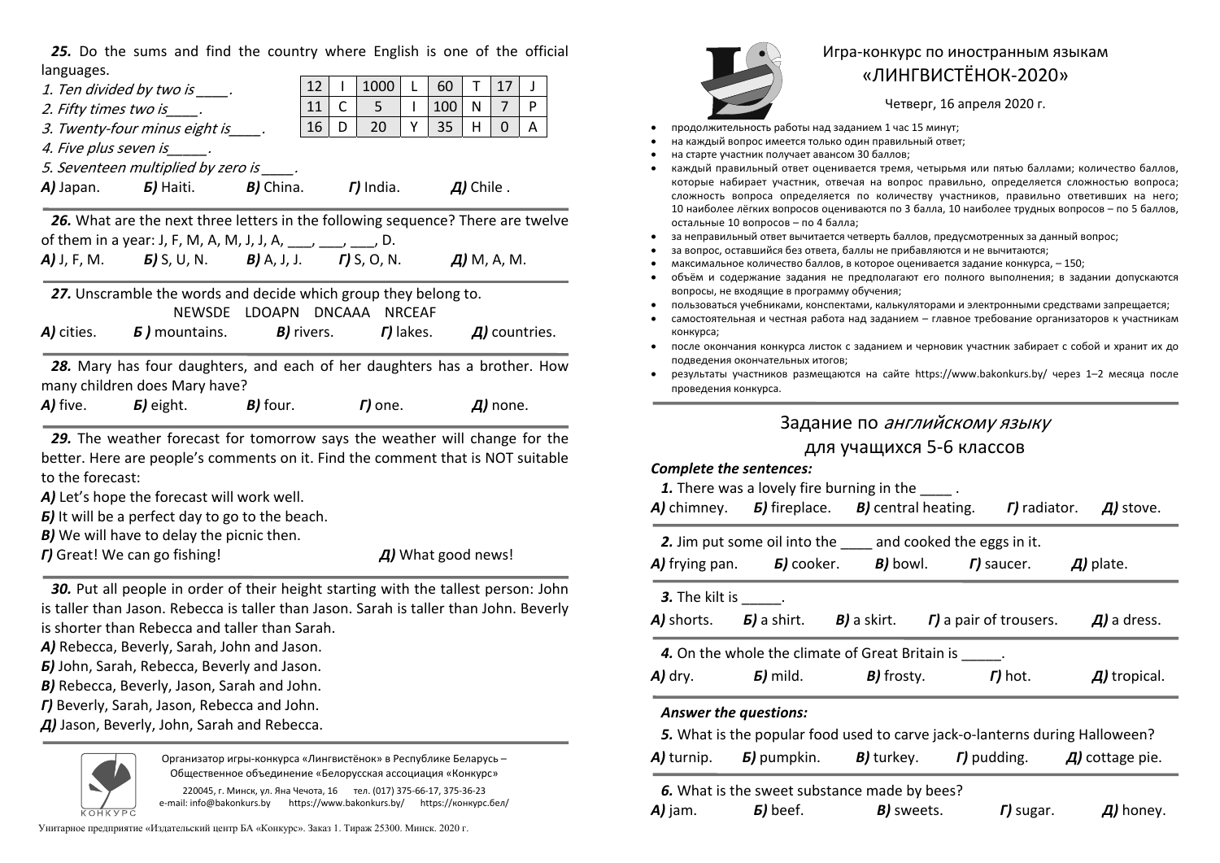# Игра-конкурс по иностранным языкам «ЛИНГВИСТЁНОК-2020»

Четверг, 16 апреля 2020 г.

- продолжительность работы над заданием 1 час 15 минут;
- на каждый вопрос имеется только один правильный ответ;
- на старте участник получает авансом 30 баллов;
- каждый правильный ответ оценивается тремя, четырьмя или пятью баллами; количество баллов, которые набирает участник, отвечая на вопрос правильно, определяется сложностью вопроса; сложность вопроса определяется по количеству участников, правильно ответивших на него; 10 наиболее лёгких вопросов оцениваются по 3 балла, 10 наиболее трудных вопросов – по 5 баллов, остальные 10 вопросов – по 4 балла;
- за неправильный ответ вычитается четверть баллов, предусмотренных за данный вопрос;
- за вопрос, оставшийся без ответа, баллы не прибавляются и не вычитаются;
- максимальное количество баллов, в которое оценивается задание конкурса, – 150;
- объём и содержание задания не предполагают его полного выполнения; в задании допускаются вопросы, не входящие в программу обучения;
- пользоваться учебниками, конспектами, калькуляторами и электронными средствами запрещается;
- самостоятельная и честная работа над заданием – главное требование организаторов к участникам конкурса;
- после окончания конкурса листок с заданием и черновик участник забирает с собой и хранит их до подведения окончательных итогов;
- результаты участников размещаются на сайте https://www.bakonkurs.by/ через 1–2 месяца после проведения конкурса.

## Задание по *английскому языку* для учащихся 5-6 классов

***Complete the sentences:***

**1.** There was a lovely fire burning in the ____ .

***А)*** chimney. ***Б)*** fireplace. ***В)*** central heating. ***Г)*** radiator. ***Д)*** stove.

**2.** Jim put some oil into the ____ and cooked the eggs in it.

***А)*** frying pan. ***Б)*** cooker. ***В)*** bowl. ***Г)*** saucer. ***Д)*** plate.

**3.** The kilt is _____.

***А)*** shorts. ***Б)*** a shirt. ***В)*** a skirt. ***Г)*** a pair of trousers. ***Д)*** a dress.

**4.** On the whole the climate of Great Britain is _____.

***А)*** dry. ***Б)*** mild. ***В)*** frosty. ***Г)*** hot. ***Д)*** tropical.

***Answer the questions:***

**5.** What is the popular food used to carve jack-o-lanterns during Halloween?

***А)*** turnip. ***Б)*** pumpkin. ***В)*** turkey. ***Г)*** pudding. ***Д)*** cottage pie.

**6.** What is the sweet substance made by bees?

***А)*** jam. ***Б)*** beef. ***В)*** sweets. ***Г)*** sugar. ***Д)*** honey.

---

**25.** Do the sums and find the country where English is one of the official languages.

*1. Ten divided by two is ____.*
*2. Fifty times two is____.*
*3. Twenty-four minus eight is____.*
*4. Five plus seven is_____.*
*5. Seventeen multiplied by zero is ____.*

| 12 | I | 1000 | L | 60 | T | 17 | J |
|---|---|---|---|---|---|---|---|
| 11 | C | 5 | I | 100 | N | 7 | P |
| 16 | D | 20 | Y | 35 | H | 0 | A |

***А)*** Japan. ***Б)*** Haiti. ***В)*** China. ***Г)*** India. ***Д)*** Chile .

**26.** What are the next three letters in the following sequence? There are twelve of them in a year: J, F, M, A, M, J, J, A, ___, ___, ___, D.

***А)*** J, F, M. ***Б)*** S, U, N. ***В)*** A, J, J. ***Г)*** S, O, N. ***Д)*** M, A, M.

**27.** Unscramble the words and decide which group they belong to.

NEWSDE LDOAPN DNCAAA NRCEAF

***А)*** cities. ***Б )*** mountains. ***В)*** rivers. ***Г)*** lakes. ***Д)*** countries.

**28.** Mary has four daughters, and each of her daughters has a brother. How many children does Mary have?

***А)*** five. ***Б)*** eight. ***В)*** four. ***Г)*** one. ***Д)*** none.

**29.** The weather forecast for tomorrow says the weather will change for the better. Here are people's comments on it. Find the comment that is NOT suitable to the forecast:

***А)*** Let's hope the forecast will work well.
***Б)*** It will be a perfect day to go to the beach.
***В)*** We will have to delay the picnic then.
***Г)*** Great! We can go fishing!
***Д)*** What good news!

**30.** Put all people in order of their height starting with the tallest person: John is taller than Jason. Rebecca is taller than Jason. Sarah is taller than John. Beverly is shorter than Rebecca and taller than Sarah.

***А)*** Rebecca, Beverly, Sarah, John and Jason.
***Б)*** John, Sarah, Rebecca, Beverly and Jason.
***В)*** Rebecca, Beverly, Jason, Sarah and John.
***Г)*** Beverly, Sarah, Jason, Rebecca and John.
***Д)*** Jason, Beverly, John, Sarah and Rebecca.

---

Организатор игры-конкурса «Лингвистёнок» в Республике Беларусь – Общественное объединение «Белорусская ассоциация «Конкурс»

220045, г. Минск, ул. Яна Чечота, 16 тел. (017) 375-66-17, 375-36-23
e-mail: info@bakonkurs.by https://www.bakonkurs.by/ https://конкурс.бел/

Унитарное предприятие «Издательский центр БА «Конкурс». Заказ 1. Тираж 25300. Минск. 2020 г.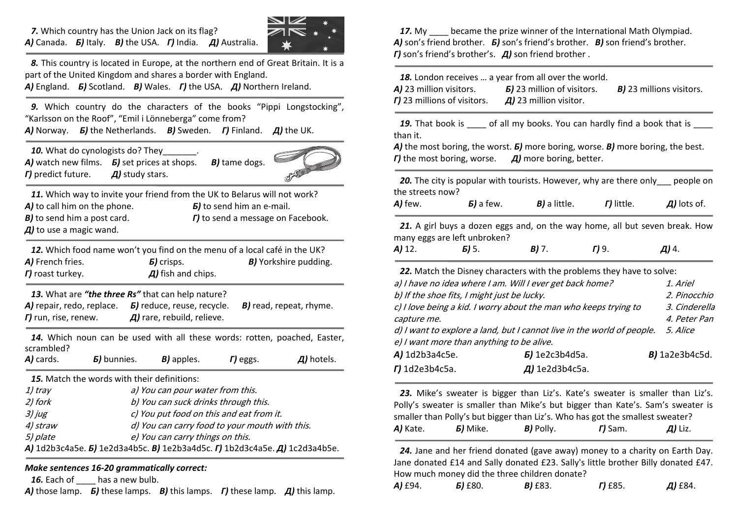**7.** Which country has the Union Jack on its flag?
***А)*** Canada. ***Б)*** Italy. ***В)*** the USA. ***Г)*** India. ***Д)*** Australia.

**8.** This country is located in Europe, at the northern end of Great Britain. It is a part of the United Kingdom and shares a border with England.
***А)*** England. ***Б)*** Scotland. ***В)*** Wales. ***Г)*** the USA. ***Д)*** Northern Ireland.

**9.** Which country do the characters of the books "Pippi Longstocking", "Karlsson on the Roof", "Emil i Lönneberga" come from?
***А)*** Norway. ***Б)*** the Netherlands. ***В)*** Sweden. ***Г)*** Finland. ***Д)*** the UK.

**10.** What do cynologists do? They_______.
***А)*** watch new films. ***Б)*** set prices at shops. ***В)*** tame dogs.
***Г)*** predict future. ***Д)*** study stars.

**11.** Which way to invite your friend from the UK to Belarus will not work?
***А)*** to call him on the phone. ***Б)*** to send him an e-mail.
***В)*** to send him a post card. ***Г)*** to send a message on Facebook.
***Д)*** to use a magic wand.

**12.** Which food name won't you find on the menu of a local café in the UK?
***А)*** French fries. ***Б)*** crisps. ***В)*** Yorkshire pudding.
***Г)*** roast turkey. ***Д)*** fish and chips.

**13.** What are ***"the three Rs"*** that can help nature?
***А)*** repair, redo, replace. ***Б)*** reduce, reuse, recycle. ***В)*** read, repeat, rhyme.
***Г)*** run, rise, renew. ***Д)*** rare, rebuild, relieve.

**14.** Which noun can be used with all these words: rotten, poached, Easter, scrambled?
***А)*** cards. ***Б)*** bunnies. ***В)*** apples. ***Г)*** eggs. ***Д)*** hotels.

**15.** Match the words with their definitions:

| | |
|---|---|
| *1) tray* | *a) You can pour water from this.* |
| *2) fork* | *b) You can suck drinks through this.* |
| *3) jug* | *c) You put food on this and eat from it.* |
| *4) straw* | *d) You can carry food to your mouth with this.* |
| *5) plate* | *e) You can carry things on this.* |

***А)*** 1d2b3c4a5e. ***Б)*** 1e2d3a4b5c. ***В)*** 1e2b3a4d5c. ***Г)*** 1b2d3c4a5e. ***Д)*** 1c2d3a4b5e.

***Make sentences 16-20 grammatically correct:***

**16.** Each of ____ has a new bulb.
***А)*** those lamp. ***Б)*** these lamps. ***В)*** this lamps. ***Г)*** these lamp. ***Д)*** this lamp.

**17.** My ____ became the prize winner of the International Math Olympiad.
***А)*** son's friend brother. ***Б)*** son's friend's brother. ***В)*** son friend's brother.
***Г)*** son's friend's brother's. ***Д)*** son friend brother .

**18.** London receives … a year from all over the world.
***А)*** 23 million visitors. ***Б)*** 23 million of visitors. ***В)*** 23 millions visitors.
***Г)*** 23 millions of visitors. ***Д)*** 23 million visitor.

**19.** That book is ____ of all my books. You can hardly find a book that is ____ than it.
***А)*** the most boring, the worst. ***Б)*** more boring, worse. ***В)*** more boring, the best.
***Г)*** the most boring, worse. ***Д)*** more boring, better.

**20.** The city is popular with tourists. However, why are there only___ people on the streets now?
***А)*** few. ***Б)*** a few. ***В)*** a little. ***Г)*** little. ***Д)*** lots of.

**21.** A girl buys a dozen eggs and, on the way home, all but seven break. How many eggs are left unbroken?
***А)*** 12. ***Б)*** 5. ***В)*** 7. ***Г)*** 9. ***Д)*** 4.

**22.** Match the Disney characters with the problems they have to solve:

| | |
|---|---|
| *a) I have no idea where I am. Will I ever get back home?* | *1. Ariel* |
| *b) If the shoe fits, I might just be lucky.* | *2. Pinocchio* |
| *c) I love being a kid. I worry about the man who keeps trying to capture me.* | *3. Cinderella* |
| *d) I want to explore a land, but I cannot live in the world of people.* | *4. Peter Pan* |
| *e) I want more than anything to be alive.* | *5. Alice* |

***А)*** 1d2b3a4c5e. ***Б)*** 1e2c3b4d5a. ***В)*** 1a2e3b4c5d.
***Г)*** 1d2e3b4c5a. ***Д)*** 1e2d3b4c5a.

**23.** Mike's sweater is bigger than Liz's. Kate's sweater is smaller than Liz's. Polly's sweater is smaller than Mike's but bigger than Kate's. Sam's sweater is smaller than Polly's but bigger than Liz's. Who has got the smallest sweater?
***А)*** Kate. ***Б)*** Mike. ***В)*** Polly. ***Г)*** Sam. ***Д)*** Liz.

**24.** Jane and her friend donated (gave away) money to a charity on Earth Day. Jane donated £14 and Sally donated £23. Sally's little brother Billy donated £47. How much money did the three children donate?
***А)*** £94. ***Б)*** £80. ***В)*** £83. ***Г)*** £85. ***Д)*** £84.